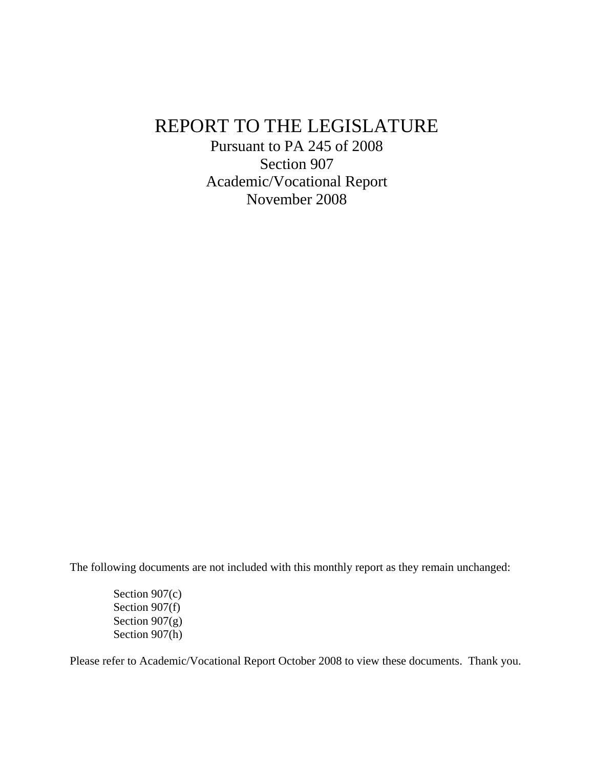# REPORT TO THE LEGISLATURE

Pursuant to PA 245 of 2008
Section 907
Academic/Vocational Report
November 2008

The following documents are not included with this monthly report as they remain unchanged:

- Section 907(c)
- Section 907(f)
- Section 907(g)
- Section 907(h)

Please refer to Academic/Vocational Report October 2008 to view these documents. Thank you.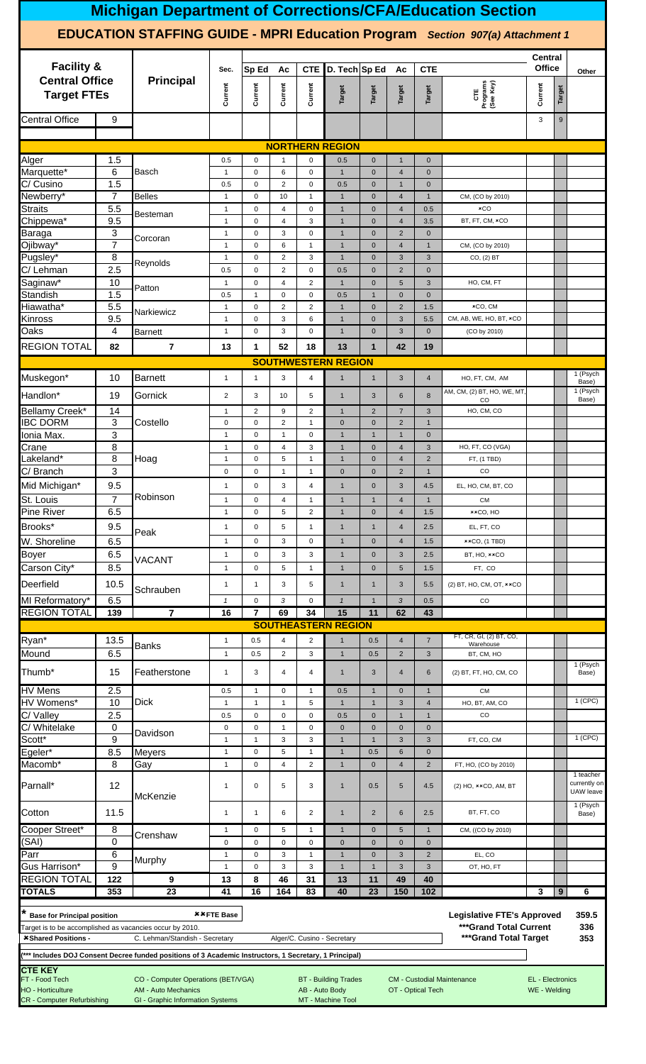# Michigan Department of Corrections/CFA/Education Section

## EDUCATION STAFFING GUIDE - MPRI Education Program *Section 907(a) Attachment 1*

| Facility & Central Office Target FTEs | | Principal | Sec. Current | Sp Ed Current | Ac Current | CTE Current | D. Tech Target | Sp Ed Target | Ac Target | CTE Target | CTE Programs (See Key) | Central Office Current | Central Office Target | Other |
|---|---|---|---|---|---|---|---|---|---|---|---|---|---|---|
| Central Office | 9 | | | | | | | | | | | 3 | 9 | |
| **NORTHERN REGION** | | | | | | | | | | | | | | |
| Alger | 1.5 | | 0.5 | 0 | 1 | 0 | 0.5 | 0 | 1 | 0 | | | | |
| Marquette* | 6 | Basch | 1 | 0 | 6 | 0 | 1 | 0 | 4 | 0 | | | | |
| C/ Cusino | 1.5 | | 0.5 | 0 | 2 | 0 | 0.5 | 0 | 1 | 0 | | | | |
| Newberry* | 7 | Belles | 1 | 0 | 10 | 1 | 1 | 0 | 4 | 1 | CM, (CO by 2010) | | | |
| Straits | 5.5 | Besteman | 1 | 0 | 4 | 0 | 1 | 0 | 4 | 0.5 | ✖CO | | | |
| Chippewa* | 9.5 | | 1 | 0 | 4 | 3 | 1 | 0 | 4 | 3.5 | BT, FT, CM, ✖CO | | | |
| Baraga | 3 | Corcoran | 1 | 0 | 3 | 0 | 1 | 0 | 2 | 0 | | | | |
| Ojibway* | 7 | | 1 | 0 | 6 | 1 | 1 | 0 | 4 | 1 | CM, (CO by 2010) | | | |
| Pugsley* | 8 | Reynolds | 1 | 0 | 2 | 3 | 1 | 0 | 3 | 3 | CO, (2) BT | | | |
| C/ Lehman | 2.5 | | 0.5 | 0 | 2 | 0 | 0.5 | 0 | 2 | 0 | | | | |
| Saginaw* | 10 | Patton | 1 | 0 | 4 | 2 | 1 | 0 | 5 | 3 | HO, CM, FT | | | |
| Standish | 1.5 | | 0.5 | 1 | 0 | 0 | 0.5 | 1 | 0 | 0 | | | | |
| Hiawatha* | 5.5 | Narkiewicz | 1 | 0 | 2 | 2 | 1 | 0 | 2 | 1.5 | ✖CO, CM | | | |
| Kinross | 9.5 | | 1 | 0 | 3 | 6 | 1 | 0 | 3 | 5.5 | CM, AB, WE, HO, BT, ✖CO | | | |
| Oaks | 4 | Barnett | 1 | 0 | 3 | 0 | 1 | 0 | 3 | 0 | (CO by 2010) | | | |
| **REGION TOTAL** | **82** | **7** | **13** | **1** | **52** | **18** | **13** | **1** | **42** | **19** | | | | |
| **SOUTHWESTERN REGION** | | | | | | | | | | | | | | |
| Muskegon* | 10 | Barnett | 1 | 1 | 3 | 4 | 1 | 1 | 3 | 4 | HO, FT, CM, AM | | | 1 (Psych Base) |
| Handlon* | 19 | Gornick | 2 | 3 | 10 | 5 | 1 | 3 | 6 | 8 | AM, CM, (2) BT, HO, WE, MT, CO | | | 1 (Psych Base) |
| Bellamy Creek* | 14 | Costello | 1 | 2 | 9 | 2 | 1 | 2 | 7 | 3 | HO, CM, CO | | | |
| IBC DORM | 3 | | 0 | 0 | 2 | 1 | 0 | 0 | 2 | 1 | | | | |
| Ionia Max. | 3 | | 1 | 0 | 1 | 0 | 1 | 1 | 1 | 0 | | | | |
| Crane | 8 | Hoag | 1 | 0 | 4 | 3 | 1 | 0 | 4 | 3 | HO, FT, CO (VGA) | | | |
| Lakeland* | 8 | | 1 | 0 | 5 | 1 | 1 | 0 | 4 | 2 | FT, (1 TBD) | | | |
| C/ Branch | 3 | | 0 | 0 | 1 | 1 | 0 | 0 | 2 | 1 | CO | | | |
| Mid Michigan* | 9.5 | Robinson | 1 | 0 | 3 | 4 | 1 | 0 | 3 | 4.5 | EL, HO, CM, BT, CO | | | |
| St. Louis | 7 | | 1 | 0 | 4 | 1 | 1 | 1 | 4 | 1 | CM | | | |
| Pine River | 6.5 | | 1 | 0 | 5 | 2 | 1 | 0 | 4 | 1.5 | ✖✖CO, HO | | | |
| Brooks* | 9.5 | Peak | 1 | 0 | 5 | 1 | 1 | 1 | 4 | 2.5 | EL, FT, CO | | | |
| W. Shoreline | 6.5 | | 1 | 0 | 3 | 0 | 1 | 0 | 4 | 1.5 | ✖✖CO, (1 TBD) | | | |
| Boyer | 6.5 | VACANT | 1 | 0 | 3 | 3 | 1 | 0 | 3 | 2.5 | BT, HO, ✖✖CO | | | |
| Carson City* | 8.5 | | 1 | 0 | 5 | 1 | 1 | 0 | 5 | 1.5 | FT, CO | | | |
| Deerfield | 10.5 | Schrauben | 1 | 1 | 3 | 5 | 1 | 1 | 3 | 5.5 | (2) BT, HO, CM, OT, ✖✖CO | | | |
| MI Reformatory* | 6.5 | | *1* | 0 | *3* | 0 | *1* | 1 | *3* | 0.5 | CO | | | |
| **REGION TOTAL** | **139** | **7** | **16** | **7** | **69** | **34** | **15** | **11** | **62** | **43** | | | | |
| **SOUTHEASTERN REGION** | | | | | | | | | | | | | | |
| Ryan* | 13.5 | Banks | 1 | 0.5 | 4 | 2 | 1 | 0.5 | 4 | 7 | FT, CR, GI, (2) BT, CO, Warehouse | | | |
| Mound | 6.5 | | 1 | 0.5 | 2 | 3 | 1 | 0.5 | 2 | 3 | BT, CM, HO | | | |
| Thumb* | 15 | Featherstone | 1 | 3 | 4 | 4 | 1 | 3 | 4 | 6 | (2) BT, FT, HO, CM, CO | | | 1 (Psych Base) |
| HV Mens | 2.5 | Dick | 0.5 | 1 | 0 | 1 | 0.5 | 1 | 0 | 1 | CM | | | |
| HV Womens* | 10 | | 1 | 1 | 1 | 5 | 1 | 1 | 3 | 4 | HO, BT, AM, CO | | | 1 (CPC) |
| C/ Valley | 2.5 | | 0.5 | 0 | 0 | 0 | 0.5 | 0 | 1 | 1 | CO | | | |
| C/ Whitelake | 0 | Davidson | 0 | 0 | 1 | 0 | 0 | 0 | 0 | 0 | | | | |
| Scott* | 9 | | 1 | 1 | 3 | 3 | 1 | 1 | 3 | 3 | FT, CO, CM | | | 1 (CPC) |
| Egeler* | 8.5 | Meyers | 1 | 0 | 5 | 1 | 1 | 0.5 | 6 | 0 | | | | |
| Macomb* | 8 | Gay | 1 | 0 | 4 | 2 | 1 | 0 | 4 | 2 | FT, HO, (CO by 2010) | | | |
| Parnall* | 12 | McKenzie | 1 | 0 | 5 | 3 | 1 | 0.5 | 5 | 4.5 | (2) HO, ✖✖CO, AM, BT | | | 1 teacher currently on UAW leave |
| Cotton | 11.5 | | 1 | 1 | 6 | 2 | 1 | 2 | 6 | 2.5 | BT, FT, CO | | | 1 (Psych Base) |
| Cooper Street* | 8 | Crenshaw | 1 | 0 | 5 | 1 | 1 | 0 | 5 | 1 | CM, ((CO by 2010) | | | |
| (SAI) | 0 | | 0 | 0 | 0 | 0 | 0 | 0 | 0 | 0 | | | | |
| Parr | 6 | Murphy | 1 | 0 | 3 | 1 | 1 | 0 | 3 | 2 | EL, CO | | | |
| Gus Harrison* | 9 | | 1 | 0 | 3 | 3 | 1 | 1 | 3 | 3 | OT, HO, FT | | | |
| **REGION TOTAL** | **122** | **9** | **13** | **8** | **46** | **31** | **13** | **11** | **49** | **40** | | | | |
| **TOTALS** | **353** | **23** | **41** | **16** | **164** | **83** | **40** | **23** | **150** | **102** | | **3** | **9** | **6** |

\* **Base for Principal position** ✖✖FTE Base

Target is to be accomplished as vacancies occur by 2010.

**✖Shared Positions -** C. Lehman/Standish - Secretary; Alger/C. Cusino - Secretary

(*** Includes DOJ Consent Decree funded positions of 3 Academic Instructors, 1 Secretary, 1 Principal)

| | |
|---|---|
| **Legislative FTE's Approved** | **359.5** |
| *****Grand Total Current** | **336** |
| *****Grand Total Target** | **353** |

**CTE KEY**

| | | | | |
|---|---|---|---|---|
| FT - Food Tech | CO - Computer Operations (BET/VGA) | BT - Building Trades | CM - Custodial Maintenance | EL - Electronics |
| HO - Horticulture | AM - Auto Mechanics | AB - Auto Body | OT - Optical Tech | WE - Welding |
| CR - Computer Refurbishing | GI - Graphic Information Systems | MT - Machine Tool | | |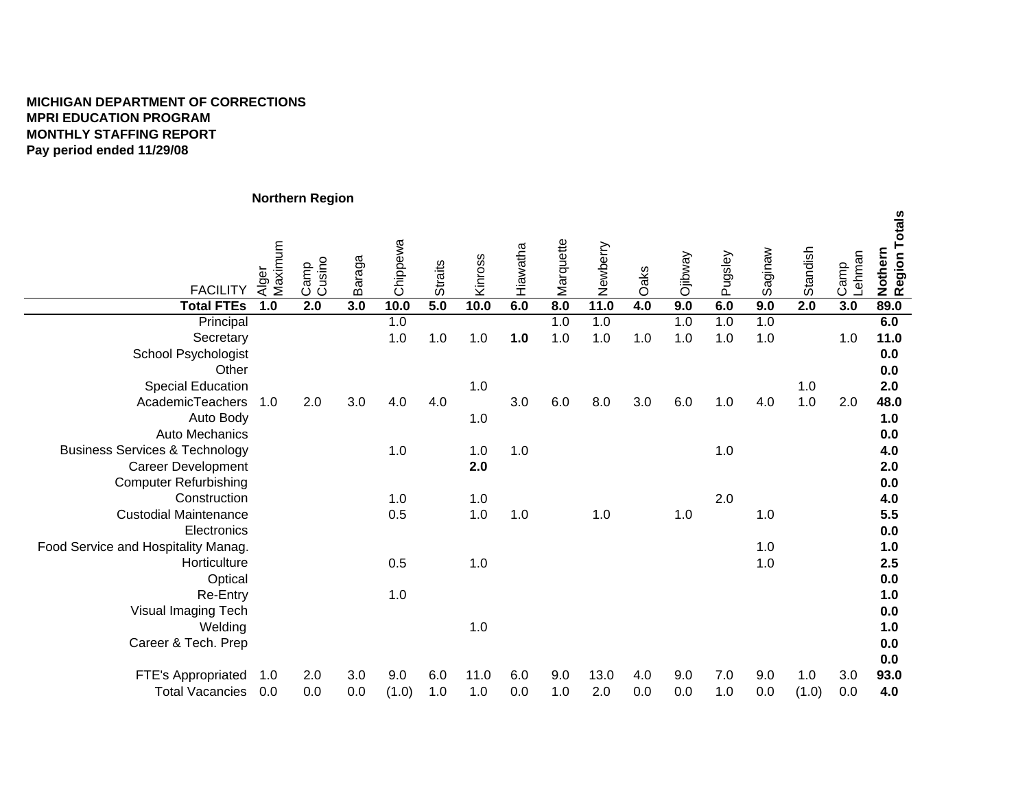**MICHIGAN DEPARTMENT OF CORRECTIONS**
**MPRI EDUCATION PROGRAM**
**MONTHLY STAFFING REPORT**
**Pay period ended 11/29/08**

**Northern Region**

| FACILITY | Alger Maximum | Camp Cusino | Baraga | Chippewa | Straits | Kinross | Hiawatha | Marquette | Newberry | Oaks | Ojibway | Pugsley | Saginaw | Standish | Camp Lehman | **Nothern Region Totals** |
|---|---|---|---|---|---|---|---|---|---|---|---|---|---|---|---|---|
| **Total FTEs** | **1.0** | **2.0** | **3.0** | **10.0** | **5.0** | **10.0** | **6.0** | **8.0** | **11.0** | **4.0** | **9.0** | **6.0** | **9.0** | **2.0** | **3.0** | **89.0** |
| Principal | | | | 1.0 | | | | 1.0 | 1.0 | | 1.0 | 1.0 | 1.0 | | | **6.0** |
| Secretary | | | | 1.0 | 1.0 | 1.0 | **1.0** | 1.0 | 1.0 | 1.0 | 1.0 | 1.0 | 1.0 | | 1.0 | **11.0** |
| School Psychologist | | | | | | | | | | | | | | | | **0.0** |
| Other | | | | | | | | | | | | | | | | **0.0** |
| Special Education | | | | | | 1.0 | | | | | | | | 1.0 | | **2.0** |
| AcademicTeachers | 1.0 | 2.0 | 3.0 | 4.0 | 4.0 | | 3.0 | 6.0 | 8.0 | 3.0 | 6.0 | 1.0 | 4.0 | 1.0 | 2.0 | **48.0** |
| Auto Body | | | | | | 1.0 | | | | | | | | | | **1.0** |
| Auto Mechanics | | | | | | | | | | | | | | | | **0.0** |
| Business Services & Technology | | | | 1.0 | | 1.0 | 1.0 | | | | | 1.0 | | | | **4.0** |
| Career Development | | | | | | **2.0** | | | | | | | | | | **2.0** |
| Computer Refurbishing | | | | | | | | | | | | | | | | **0.0** |
| Construction | | | | 1.0 | | 1.0 | | | | | | 2.0 | | | | **4.0** |
| Custodial Maintenance | | | | 0.5 | | 1.0 | 1.0 | | 1.0 | | 1.0 | | 1.0 | | | **5.5** |
| Electronics | | | | | | | | | | | | | | | | **0.0** |
| Food Service and Hospitality Manag. | | | | | | | | | | | | | 1.0 | | | **1.0** |
| Horticulture | | | | 0.5 | | 1.0 | | | | | | | 1.0 | | | **2.5** |
| Optical | | | | | | | | | | | | | | | | **0.0** |
| Re-Entry | | | | 1.0 | | | | | | | | | | | | **1.0** |
| Visual Imaging Tech | | | | | | | | | | | | | | | | **0.0** |
| Welding | | | | | | 1.0 | | | | | | | | | | **1.0** |
| Career & Tech. Prep | | | | | | | | | | | | | | | | **0.0** |
| | | | | | | | | | | | | | | | | **0.0** |
| FTE's Appropriated | 1.0 | 2.0 | 3.0 | 9.0 | 6.0 | 11.0 | 6.0 | 9.0 | 13.0 | 4.0 | 9.0 | 7.0 | 9.0 | 1.0 | 3.0 | **93.0** |
| Total Vacancies | 0.0 | 0.0 | 0.0 | (1.0) | 1.0 | 1.0 | 0.0 | 1.0 | 2.0 | 0.0 | 0.0 | 1.0 | 0.0 | (1.0) | 0.0 | **4.0** |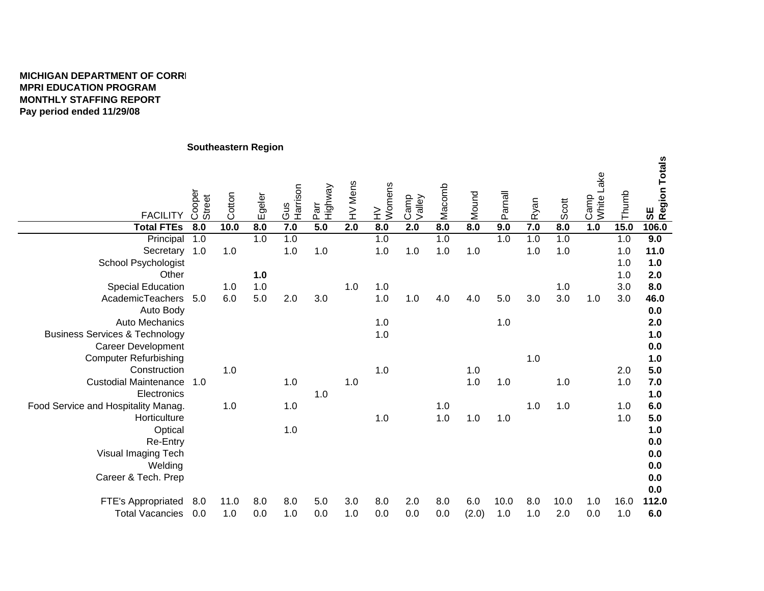**MICHIGAN DEPARTMENT OF CORR**
**MPRI EDUCATION PROGRAM**
**MONTHLY STAFFING REPORT**
**Pay period ended 11/29/08**

**Southeastern Region**

| FACILITY | Cooper Street | Cotton | Egeler | Gus Harrison | Parr Highway | HV Mens | HV Womens | Camp Valley | Macomb | Mound | Parnall | Ryan | Scott | Camp White Lake | Thumb | SE Region Totals |
|---|---|---|---|---|---|---|---|---|---|---|---|---|---|---|---|---|
| **Total FTEs** | **8.0** | **10.0** | **8.0** | **7.0** | **5.0** | **2.0** | **8.0** | **2.0** | **8.0** | **8.0** | **9.0** | **7.0** | **8.0** | **1.0** | **15.0** | **106.0** |
| Principal | 1.0 | | 1.0 | 1.0 | | | 1.0 | | 1.0 | | 1.0 | 1.0 | 1.0 | | 1.0 | **9.0** |
| Secretary | 1.0 | 1.0 | | 1.0 | 1.0 | | 1.0 | 1.0 | 1.0 | 1.0 | | 1.0 | 1.0 | | 1.0 | **11.0** |
| School Psychologist | | | | | | | | | | | | | | | 1.0 | **1.0** |
| Other | | | **1.0** | | | | | | | | | | | | 1.0 | **2.0** |
| Special Education | | 1.0 | 1.0 | | | 1.0 | 1.0 | | | | | | 1.0 | | 3.0 | **8.0** |
| AcademicTeachers | 5.0 | 6.0 | 5.0 | 2.0 | 3.0 | | 1.0 | 1.0 | 4.0 | 4.0 | 5.0 | 3.0 | 3.0 | 1.0 | 3.0 | **46.0** |
| Auto Body | | | | | | | | | | | | | | | | **0.0** |
| Auto Mechanics | | | | | | | 1.0 | | | | 1.0 | | | | | **2.0** |
| Business Services & Technology | | | | | | | 1.0 | | | | | | | | | **1.0** |
| Career Development | | | | | | | | | | | | | | | | **0.0** |
| Computer Refurbishing | | | | | | | | | | | | 1.0 | | | | **1.0** |
| Construction | | 1.0 | | | | | 1.0 | | | 1.0 | | | | | 2.0 | **5.0** |
| Custodial Maintenance | 1.0 | | | 1.0 | | 1.0 | | | | 1.0 | 1.0 | | 1.0 | | 1.0 | **7.0** |
| Electronics | | | | | 1.0 | | | | | | | | | | | **1.0** |
| Food Service and Hospitality Manag. | | 1.0 | | 1.0 | | | | | 1.0 | | | 1.0 | 1.0 | | 1.0 | **6.0** |
| Horticulture | | | | | | | 1.0 | | 1.0 | 1.0 | 1.0 | | | | 1.0 | **5.0** |
| Optical | | | | 1.0 | | | | | | | | | | | | **1.0** |
| Re-Entry | | | | | | | | | | | | | | | | **0.0** |
| Visual Imaging Tech | | | | | | | | | | | | | | | | **0.0** |
| Welding | | | | | | | | | | | | | | | | **0.0** |
| Career & Tech. Prep | | | | | | | | | | | | | | | | **0.0** |
| | | | | | | | | | | | | | | | | **0.0** |
| FTE's Appropriated | 8.0 | 11.0 | 8.0 | 8.0 | 5.0 | 3.0 | 8.0 | 2.0 | 8.0 | 6.0 | 10.0 | 8.0 | 10.0 | 1.0 | 16.0 | **112.0** |
| Total Vacancies | 0.0 | 1.0 | 0.0 | 1.0 | 0.0 | 1.0 | 0.0 | 0.0 | 0.0 | (2.0) | 1.0 | 1.0 | 2.0 | 0.0 | 1.0 | **6.0** |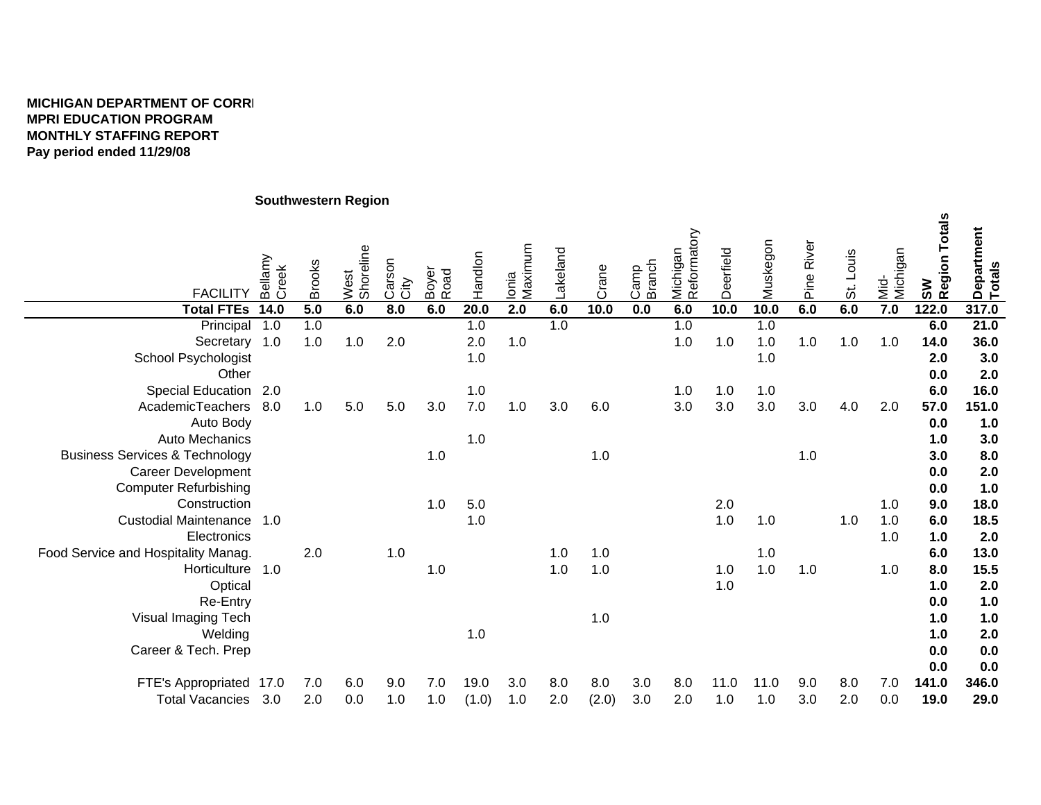**MICHIGAN DEPARTMENT OF CORR**
**MPRI EDUCATION PROGRAM**
**MONTHLY STAFFING REPORT**
**Pay period ended 11/29/08**

**Southwestern Region**

| FACILITY | Bellamy Creek | Brooks | West Shoreline | Carson City | Boyer Road | Handlon | Ionia Maximum | Lakeland | Crane | Camp Branch | Michigan Reformatory | Deerfield | Muskegon | Pine River | St. Louis | Mid-Michigan | **SW Region Totals** | **Department Totals** |
|---|---|---|---|---|---|---|---|---|---|---|---|---|---|---|---|---|---|---|
| **Total FTEs** | **14.0** | **5.0** | **6.0** | **8.0** | **6.0** | **20.0** | **2.0** | **6.0** | **10.0** | **0.0** | **6.0** | **10.0** | **10.0** | **6.0** | **6.0** | **7.0** | **122.0** | **317.0** |
| Principal | 1.0 | 1.0 | | | | 1.0 | | 1.0 | | | 1.0 | | 1.0 | | | | **6.0** | **21.0** |
| Secretary | 1.0 | 1.0 | 1.0 | 2.0 | | 2.0 | 1.0 | | | | 1.0 | 1.0 | 1.0 | 1.0 | 1.0 | 1.0 | **14.0** | **36.0** |
| School Psychologist | | | | | | 1.0 | | | | | | | 1.0 | | | | **2.0** | **3.0** |
| Other | | | | | | | | | | | | | | | | | **0.0** | **2.0** |
| Special Education | 2.0 | | | | | 1.0 | | | | | 1.0 | 1.0 | 1.0 | | | | **6.0** | **16.0** |
| AcademicTeachers | 8.0 | 1.0 | 5.0 | 5.0 | 3.0 | 7.0 | 1.0 | 3.0 | 6.0 | | 3.0 | 3.0 | 3.0 | 3.0 | 4.0 | 2.0 | **57.0** | **151.0** |
| Auto Body | | | | | | | | | | | | | | | | | **0.0** | **1.0** |
| Auto Mechanics | | | | | | 1.0 | | | | | | | | | | | **1.0** | **3.0** |
| Business Services & Technology | | | | | 1.0 | | | | 1.0 | | | | | 1.0 | | | **3.0** | **8.0** |
| Career Development | | | | | | | | | | | | | | | | | **0.0** | **2.0** |
| Computer Refurbishing | | | | | | | | | | | | | | | | | **0.0** | **1.0** |
| Construction | | | | | 1.0 | 5.0 | | | | | | 2.0 | | | | 1.0 | **9.0** | **18.0** |
| Custodial Maintenance | 1.0 | | | | | 1.0 | | | | | | 1.0 | 1.0 | | 1.0 | 1.0 | **6.0** | **18.5** |
| Electronics | | | | | | | | | | | | | | | | 1.0 | **1.0** | **2.0** |
| Food Service and Hospitality Manag. | | 2.0 | | 1.0 | | | | 1.0 | 1.0 | | | | 1.0 | | | | **6.0** | **13.0** |
| Horticulture | 1.0 | | | | 1.0 | | | 1.0 | 1.0 | | | 1.0 | 1.0 | 1.0 | | 1.0 | **8.0** | **15.5** |
| Optical | | | | | | | | | | | | 1.0 | | | | | **1.0** | **2.0** |
| Re-Entry | | | | | | | | | | | | | | | | | **0.0** | **1.0** |
| Visual Imaging Tech | | | | | | | | | 1.0 | | | | | | | | **1.0** | **1.0** |
| Welding | | | | | | 1.0 | | | | | | | | | | | **1.0** | **2.0** |
| Career & Tech. Prep | | | | | | | | | | | | | | | | | **0.0** | **0.0** |
| | | | | | | | | | | | | | | | | | **0.0** | **0.0** |
| FTE's Appropriated | 17.0 | 7.0 | 6.0 | 9.0 | 7.0 | 19.0 | 3.0 | 8.0 | 8.0 | 3.0 | 8.0 | 11.0 | 11.0 | 9.0 | 8.0 | 7.0 | **141.0** | **346.0** |
| Total Vacancies | 3.0 | 2.0 | 0.0 | 1.0 | 1.0 | (1.0) | 1.0 | 2.0 | (2.0) | 3.0 | 2.0 | 1.0 | 1.0 | 3.0 | 2.0 | 0.0 | **19.0** | **29.0** |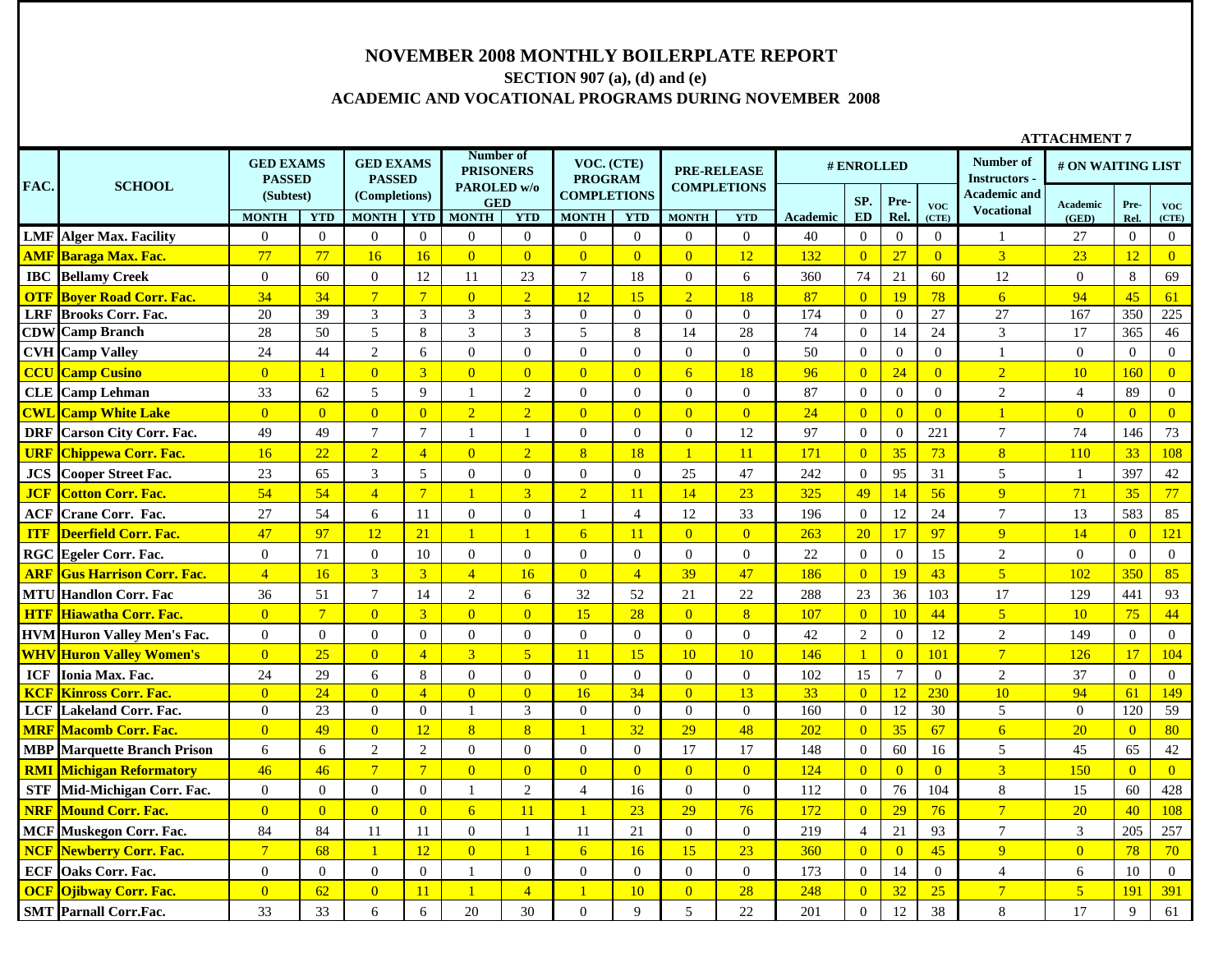# NOVEMBER 2008 MONTHLY BOILERPLATE REPORT

## SECTION 907 (a), (d) and (e)

## ACADEMIC AND VOCATIONAL PROGRAMS DURING NOVEMBER 2008

**ATTACHMENT 7**

| FAC. | SCHOOL | GED EXAMS PASSED (Subtest) | | GED EXAMS PASSED (Completions) | | Number of PRISONERS PAROLED w/o GED | | VOC. (CTE) PROGRAM COMPLETIONS | | PRE-RELEASE COMPLETIONS | | # ENROLLED | | | | Number of Instructors - Academic and Vocational | # ON WAITING LIST | | |
|---|---|---|---|---|---|---|---|---|---|---|---|---|---|---|---|---|---|---|---|
| | | MONTH | YTD | MONTH | YTD | MONTH | YTD | MONTH | YTD | MONTH | YTD | Academic | SP. ED | Pre-Rel. | VOC (CTE) | | Academic (GED) | Pre-Rel. | VOC (CTE) |
| LMF | Alger Max. Facility | 0 | 0 | 0 | 0 | 0 | 0 | 0 | 0 | 0 | 0 | 40 | 0 | 0 | 0 | 1 | 27 | 0 | 0 |
| AMF | Baraga Max. Fac. | 77 | 77 | 16 | 16 | 0 | 0 | 0 | 0 | 0 | 12 | 132 | 0 | 27 | 0 | 3 | 23 | 12 | 0 |
| IBC | Bellamy Creek | 0 | 60 | 0 | 12 | 11 | 23 | 7 | 18 | 0 | 6 | 360 | 74 | 21 | 60 | 12 | 0 | 8 | 69 |
| OTF | Boyer Road Corr. Fac. | 34 | 34 | 7 | 7 | 0 | 2 | 12 | 15 | 2 | 18 | 87 | 0 | 19 | 78 | 6 | 94 | 45 | 61 |
| LRF | Brooks Corr. Fac. | 20 | 39 | 3 | 3 | 3 | 3 | 0 | 0 | 0 | 0 | 174 | 0 | 0 | 27 | 27 | 167 | 350 | 225 |
| CDW | Camp Branch | 28 | 50 | 5 | 8 | 3 | 3 | 5 | 8 | 14 | 28 | 74 | 0 | 14 | 24 | 3 | 17 | 365 | 46 |
| CVH | Camp Valley | 24 | 44 | 2 | 6 | 0 | 0 | 0 | 0 | 0 | 0 | 50 | 0 | 0 | 0 | 1 | 0 | 0 | 0 |
| CCU | Camp Cusino | 0 | 1 | 0 | 3 | 0 | 0 | 0 | 0 | 6 | 18 | 96 | 0 | 24 | 0 | 2 | 10 | 160 | 0 |
| CLE | Camp Lehman | 33 | 62 | 5 | 9 | 1 | 2 | 0 | 0 | 0 | 0 | 87 | 0 | 0 | 0 | 2 | 4 | 89 | 0 |
| CWL | Camp White Lake | 0 | 0 | 0 | 0 | 2 | 2 | 0 | 0 | 0 | 0 | 24 | 0 | 0 | 0 | 1 | 0 | 0 | 0 |
| DRF | Carson City Corr. Fac. | 49 | 49 | 7 | 7 | 1 | 1 | 0 | 0 | 0 | 12 | 97 | 0 | 0 | 221 | 7 | 74 | 146 | 73 |
| URF | Chippewa Corr. Fac. | 16 | 22 | 2 | 4 | 0 | 2 | 8 | 18 | 1 | 11 | 171 | 0 | 35 | 73 | 8 | 110 | 33 | 108 |
| JCS | Cooper Street Fac. | 23 | 65 | 3 | 5 | 0 | 0 | 0 | 0 | 25 | 47 | 242 | 0 | 95 | 31 | 5 | 1 | 397 | 42 |
| JCF | Cotton Corr. Fac. | 54 | 54 | 4 | 7 | 1 | 3 | 2 | 11 | 14 | 23 | 325 | 49 | 14 | 56 | 9 | 71 | 35 | 77 |
| ACF | Crane Corr. Fac. | 27 | 54 | 6 | 11 | 0 | 0 | 1 | 4 | 12 | 33 | 196 | 0 | 12 | 24 | 7 | 13 | 583 | 85 |
| ITF | Deerfield Corr. Fac. | 47 | 97 | 12 | 21 | 1 | 1 | 6 | 11 | 0 | 0 | 263 | 20 | 17 | 97 | 9 | 14 | 0 | 121 |
| RGC | Egeler Corr. Fac. | 0 | 71 | 0 | 10 | 0 | 0 | 0 | 0 | 0 | 0 | 22 | 0 | 0 | 15 | 2 | 0 | 0 | 0 |
| ARF | Gus Harrison Corr. Fac. | 4 | 16 | 3 | 3 | 4 | 16 | 0 | 4 | 39 | 47 | 186 | 0 | 19 | 43 | 5 | 102 | 350 | 85 |
| MTU | Handlon Corr. Fac | 36 | 51 | 7 | 14 | 2 | 6 | 32 | 52 | 21 | 22 | 288 | 23 | 36 | 103 | 17 | 129 | 441 | 93 |
| HTF | Hiawatha Corr. Fac. | 0 | 7 | 0 | 3 | 0 | 0 | 15 | 28 | 0 | 8 | 107 | 0 | 10 | 44 | 5 | 10 | 75 | 44 |
| HVM | Huron Valley Men's Fac. | 0 | 0 | 0 | 0 | 0 | 0 | 0 | 0 | 0 | 0 | 42 | 2 | 0 | 12 | 2 | 149 | 0 | 0 |
| WHV | Huron Valley Women's | 0 | 25 | 0 | 4 | 3 | 5 | 11 | 15 | 10 | 10 | 146 | 1 | 0 | 101 | 7 | 126 | 17 | 104 |
| ICF | Ionia Max. Fac. | 24 | 29 | 6 | 8 | 0 | 0 | 0 | 0 | 0 | 0 | 102 | 15 | 7 | 0 | 2 | 37 | 0 | 0 |
| KCF | Kinross Corr. Fac. | 0 | 24 | 0 | 4 | 0 | 0 | 16 | 34 | 0 | 13 | 33 | 0 | 12 | 230 | 10 | 94 | 61 | 149 |
| LCF | Lakeland Corr. Fac. | 0 | 23 | 0 | 0 | 1 | 3 | 0 | 0 | 0 | 0 | 160 | 0 | 12 | 30 | 5 | 0 | 120 | 59 |
| MRF | Macomb Corr. Fac. | 0 | 49 | 0 | 12 | 8 | 8 | 1 | 32 | 29 | 48 | 202 | 0 | 35 | 67 | 6 | 20 | 0 | 80 |
| MBP | Marquette Branch Prison | 6 | 6 | 2 | 2 | 0 | 0 | 0 | 0 | 17 | 17 | 148 | 0 | 60 | 16 | 5 | 45 | 65 | 42 |
| RMI | Michigan Reformatory | 46 | 46 | 7 | 7 | 0 | 0 | 0 | 0 | 0 | 0 | 124 | 0 | 0 | 0 | 3 | 150 | 0 | 0 |
| STF | Mid-Michigan Corr. Fac. | 0 | 0 | 0 | 0 | 1 | 2 | 4 | 16 | 0 | 0 | 112 | 0 | 76 | 104 | 8 | 15 | 60 | 428 |
| NRF | Mound Corr. Fac. | 0 | 0 | 0 | 0 | 6 | 11 | 1 | 23 | 29 | 76 | 172 | 0 | 29 | 76 | 7 | 20 | 40 | 108 |
| MCF | Muskegon Corr. Fac. | 84 | 84 | 11 | 11 | 0 | 1 | 11 | 21 | 0 | 0 | 219 | 4 | 21 | 93 | 7 | 3 | 205 | 257 |
| NCF | Newberry Corr. Fac. | 7 | 68 | 1 | 12 | 0 | 1 | 6 | 16 | 15 | 23 | 360 | 0 | 0 | 45 | 9 | 0 | 78 | 70 |
| ECF | Oaks Corr. Fac. | 0 | 0 | 0 | 0 | 1 | 0 | 0 | 0 | 0 | 0 | 173 | 0 | 14 | 0 | 4 | 6 | 10 | 0 |
| OCF | Ojibway Corr. Fac. | 0 | 62 | 0 | 11 | 1 | 4 | 1 | 10 | 0 | 28 | 248 | 0 | 32 | 25 | 7 | 5 | 191 | 391 |
| SMT | Parnall Corr.Fac. | 33 | 33 | 6 | 6 | 20 | 30 | 0 | 9 | 5 | 22 | 201 | 0 | 12 | 38 | 8 | 17 | 9 | 61 |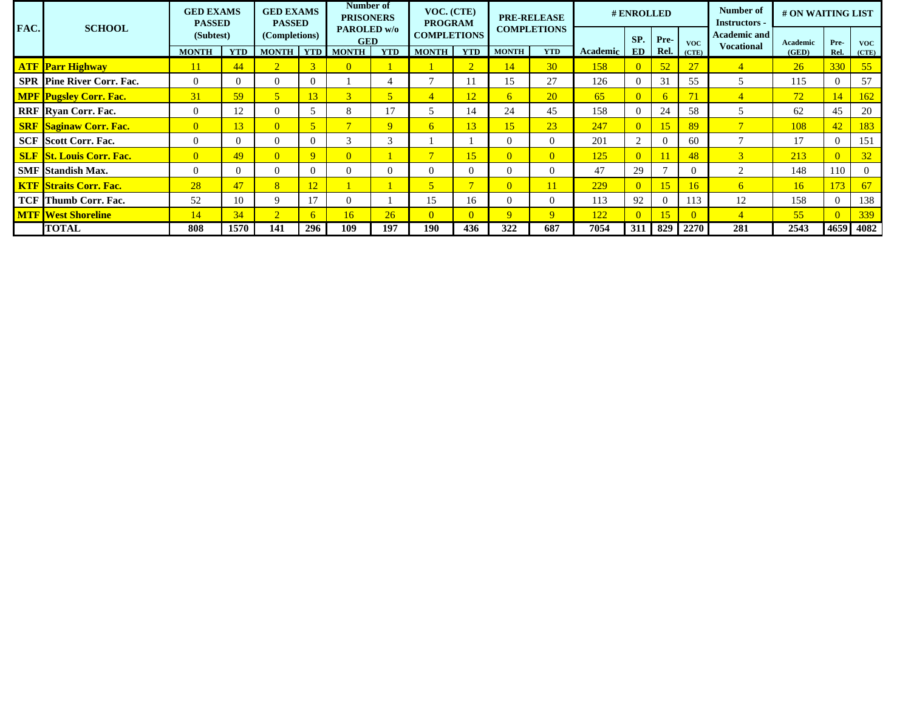| FAC. | SCHOOL | GED EXAMS PASSED (Subtest) | | GED EXAMS PASSED (Completions) | | Number of PRISONERS PAROLED w/o GED | | VOC. (CTE) PROGRAM COMPLETIONS | | PRE-RELEASE COMPLETIONS | | # ENROLLED | | | | Number of Instructors - Academic and Vocational | # ON WAITING LIST | | |
|---|---|---|---|---|---|---|---|---|---|---|---|---|---|---|---|---|---|---|---|
| | | MONTH | YTD | MONTH | YTD | MONTH | YTD | MONTH | YTD | MONTH | YTD | Academic | SP. ED | Pre-Rel. | VOC (CTE) | | Academic (GED) | Pre-Rel. | VOC (CTE) |
| **ATF** | **Parr Highway** | 11 | 44 | 2 | 3 | 0 | 1 | 1 | 2 | 14 | 30 | 158 | 0 | 52 | 27 | 4 | 26 | 330 | 55 |
| **SPR** | **Pine River Corr. Fac.** | 0 | 0 | 0 | 0 | 1 | 4 | 7 | 11 | 15 | 27 | 126 | 0 | 31 | 55 | 5 | 115 | 0 | 57 |
| **MPF** | **Pugsley Corr. Fac.** | 31 | 59 | 5 | 13 | 3 | 5 | 4 | 12 | 6 | 20 | 65 | 0 | 6 | 71 | 4 | 72 | 14 | 162 |
| **RRF** | **Ryan Corr. Fac.** | 0 | 12 | 0 | 5 | 8 | 17 | 5 | 14 | 24 | 45 | 158 | 0 | 24 | 58 | 5 | 62 | 45 | 20 |
| **SRF** | **Saginaw Corr. Fac.** | 0 | 13 | 0 | 5 | 7 | 9 | 6 | 13 | 15 | 23 | 247 | 0 | 15 | 89 | 7 | 108 | 42 | 183 |
| **SCF** | **Scott Corr. Fac.** | 0 | 0 | 0 | 0 | 3 | 3 | 1 | 1 | 0 | 0 | 201 | 2 | 0 | 60 | 7 | 17 | 0 | 151 |
| **SLF** | **St. Louis Corr. Fac.** | 0 | 49 | 0 | 9 | 0 | 1 | 7 | 15 | 0 | 0 | 125 | 0 | 11 | 48 | 3 | 213 | 0 | 32 |
| **SMF** | **Standish Max.** | 0 | 0 | 0 | 0 | 0 | 0 | 0 | 0 | 0 | 0 | 47 | 29 | 7 | 0 | 2 | 148 | 110 | 0 |
| **KTF** | **Straits Corr. Fac.** | 28 | 47 | 8 | 12 | 1 | 1 | 5 | 7 | 0 | 11 | 229 | 0 | 15 | 16 | 6 | 16 | 173 | 67 |
| **TCF** | **Thumb Corr. Fac.** | 52 | 10 | 9 | 17 | 0 | 1 | 15 | 16 | 0 | 0 | 113 | 92 | 0 | 113 | 12 | 158 | 0 | 138 |
| **MTF** | **West Shoreline** | 14 | 34 | 2 | 6 | 16 | 26 | 0 | 0 | 9 | 9 | 122 | 0 | 15 | 0 | 4 | 55 | 0 | 339 |
| | **TOTAL** | **808** | **1570** | **141** | **296** | **109** | **197** | **190** | **436** | **322** | **687** | **7054** | **311** | **829** | **2270** | **281** | **2543** | **4659** | **4082** |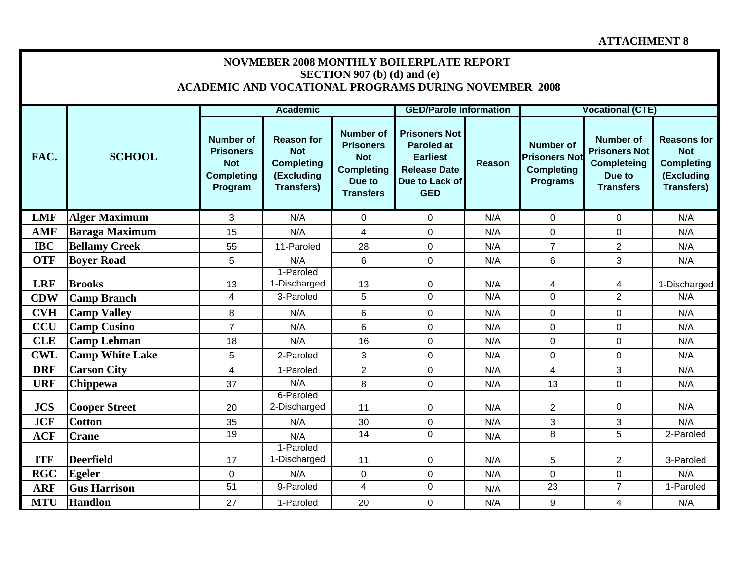ATTACHMENT 8

# NOVMEBER 2008 MONTHLY BOILERPLATE REPORT
## SECTION 907 (b) (d) and (e)
## ACADEMIC AND VOCATIONAL PROGRAMS DURING NOVEMBER 2008

| FAC. | SCHOOL | Academic | | | GED/Parole Information | | Vocational (CTE) | | |
|---|---|---|---|---|---|---|---|---|---|
| | | Number of Prisoners Not Completing Program | Reason for Not Completing (Excluding Transfers) | Number of Prisoners Not Completing Due to Transfers | Prisoners Not Paroled at Earliest Release Date Due to Lack of GED | Reason | Number of Prisoners Not Completing Programs | Number of Prisoners Not Completeing Due to Transfers | Reasons for Not Completing (Excluding Transfers) |
| LMF | Alger Maximum | 3 | N/A | 0 | 0 | N/A | 0 | 0 | N/A |
| AMF | Baraga Maximum | 15 | N/A | 4 | 0 | N/A | 0 | 0 | N/A |
| IBC | Bellamy Creek | 55 | 11-Paroled | 28 | 0 | N/A | 7 | 2 | N/A |
| OTF | Boyer Road | 5 | N/A | 6 | 0 | N/A | 6 | 3 | N/A |
| LRF | Brooks | 13 | 1-Paroled 1-Discharged | 13 | 0 | N/A | 4 | 4 | 1-Discharged |
| CDW | Camp Branch | 4 | 3-Paroled | 5 | 0 | N/A | 0 | 2 | N/A |
| CVH | Camp Valley | 8 | N/A | 6 | 0 | N/A | 0 | 0 | N/A |
| CCU | Camp Cusino | 7 | N/A | 6 | 0 | N/A | 0 | 0 | N/A |
| CLE | Camp Lehman | 18 | N/A | 16 | 0 | N/A | 0 | 0 | N/A |
| CWL | Camp White Lake | 5 | 2-Paroled | 3 | 0 | N/A | 0 | 0 | N/A |
| DRF | Carson City | 4 | 1-Paroled | 2 | 0 | N/A | 4 | 3 | N/A |
| URF | Chippewa | 37 | N/A | 8 | 0 | N/A | 13 | 0 | N/A |
| JCS | Cooper Street | 20 | 6-Paroled 2-Discharged | 11 | 0 | N/A | 2 | 0 | N/A |
| JCF | Cotton | 35 | N/A | 30 | 0 | N/A | 3 | 3 | N/A |
| ACF | Crane | 19 | N/A | 14 | 0 | N/A | 8 | 5 | 2-Paroled |
| ITF | Deerfield | 17 | 1-Paroled 1-Discharged | 11 | 0 | N/A | 5 | 2 | 3-Paroled |
| RGC | Egeler | 0 | N/A | 0 | 0 | N/A | 0 | 0 | N/A |
| ARF | Gus Harrison | 51 | 9-Paroled | 4 | 0 | N/A | 23 | 7 | 1-Paroled |
| MTU | Handlon | 27 | 1-Paroled | 20 | 0 | N/A | 9 | 4 | N/A |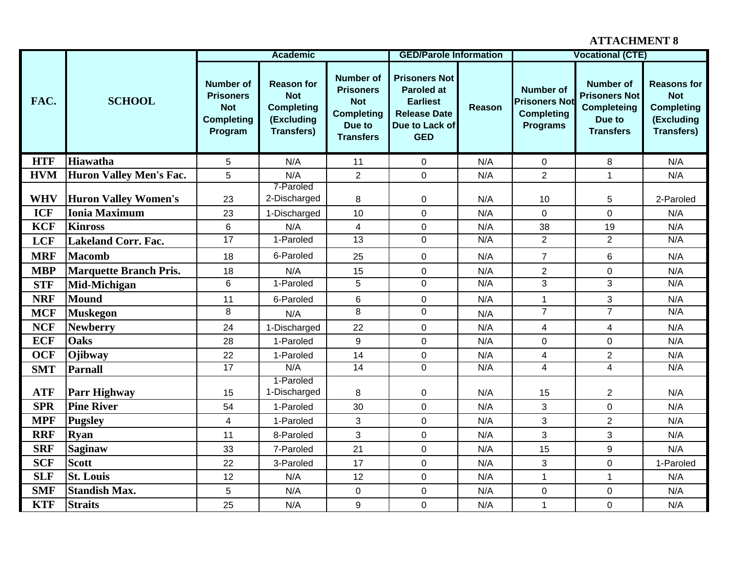**ATTACHMENT 8**

| FAC. | SCHOOL | Academic | | | GED/Parole Information | | Vocational (CTE) | | |
|---|---|---|---|---|---|---|---|---|---|
| | | Number of Prisoners Not Completing Program | Reason for Not Completing (Excluding Transfers) | Number of Prisoners Not Completing Due to Transfers | Prisoners Not Paroled at Earliest Release Date Due to Lack of GED | Reason | Number of Prisoners Not Completing Programs | Number of Prisoners Not Completeing Due to Transfers | Reasons for Not Completing (Excluding Transfers) |
| **HTF** | **Hiawatha** | 5 | N/A | 11 | 0 | N/A | 0 | 8 | N/A |
| **HVM** | **Huron Valley Men's Fac.** | 5 | N/A | 2 | 0 | N/A | 2 | 1 | N/A |
| **WHV** | **Huron Valley Women's** | 23 | 7-Paroled 2-Discharged | 8 | 0 | N/A | 10 | 5 | 2-Paroled |
| **ICF** | **Ionia Maximum** | 23 | 1-Discharged | 10 | 0 | N/A | 0 | 0 | N/A |
| **KCF** | **Kinross** | 6 | N/A | 4 | 0 | N/A | 38 | 19 | N/A |
| **LCF** | **Lakeland Corr. Fac.** | 17 | 1-Paroled | 13 | 0 | N/A | 2 | 2 | N/A |
| **MRF** | **Macomb** | 18 | 6-Paroled | 25 | 0 | N/A | 7 | 6 | N/A |
| **MBP** | **Marquette Branch Pris.** | 18 | N/A | 15 | 0 | N/A | 2 | 0 | N/A |
| **STF** | **Mid-Michigan** | 6 | 1-Paroled | 5 | 0 | N/A | 3 | 3 | N/A |
| **NRF** | **Mound** | 11 | 6-Paroled | 6 | 0 | N/A | 1 | 3 | N/A |
| **MCF** | **Muskegon** | 8 | N/A | 8 | 0 | N/A | 7 | 7 | N/A |
| **NCF** | **Newberry** | 24 | 1-Discharged | 22 | 0 | N/A | 4 | 4 | N/A |
| **ECF** | **Oaks** | 28 | 1-Paroled | 9 | 0 | N/A | 0 | 0 | N/A |
| **OCF** | **Ojibway** | 22 | 1-Paroled | 14 | 0 | N/A | 4 | 2 | N/A |
| **SMT** | **Parnall** | 17 | N/A | 14 | 0 | N/A | 4 | 4 | N/A |
| **ATF** | **Parr Highway** | 15 | 1-Paroled 1-Discharged | 8 | 0 | N/A | 15 | 2 | N/A |
| **SPR** | **Pine River** | 54 | 1-Paroled | 30 | 0 | N/A | 3 | 0 | N/A |
| **MPF** | **Pugsley** | 4 | 1-Paroled | 3 | 0 | N/A | 3 | 2 | N/A |
| **RRF** | **Ryan** | 11 | 8-Paroled | 3 | 0 | N/A | 3 | 3 | N/A |
| **SRF** | **Saginaw** | 33 | 7-Paroled | 21 | 0 | N/A | 15 | 9 | N/A |
| **SCF** | **Scott** | 22 | 3-Paroled | 17 | 0 | N/A | 3 | 0 | 1-Paroled |
| **SLF** | **St. Louis** | 12 | N/A | 12 | 0 | N/A | 1 | 1 | N/A |
| **SMF** | **Standish Max.** | 5 | N/A | 0 | 0 | N/A | 0 | 0 | N/A |
| **KTF** | **Straits** | 25 | N/A | 9 | 0 | N/A | 1 | 0 | N/A |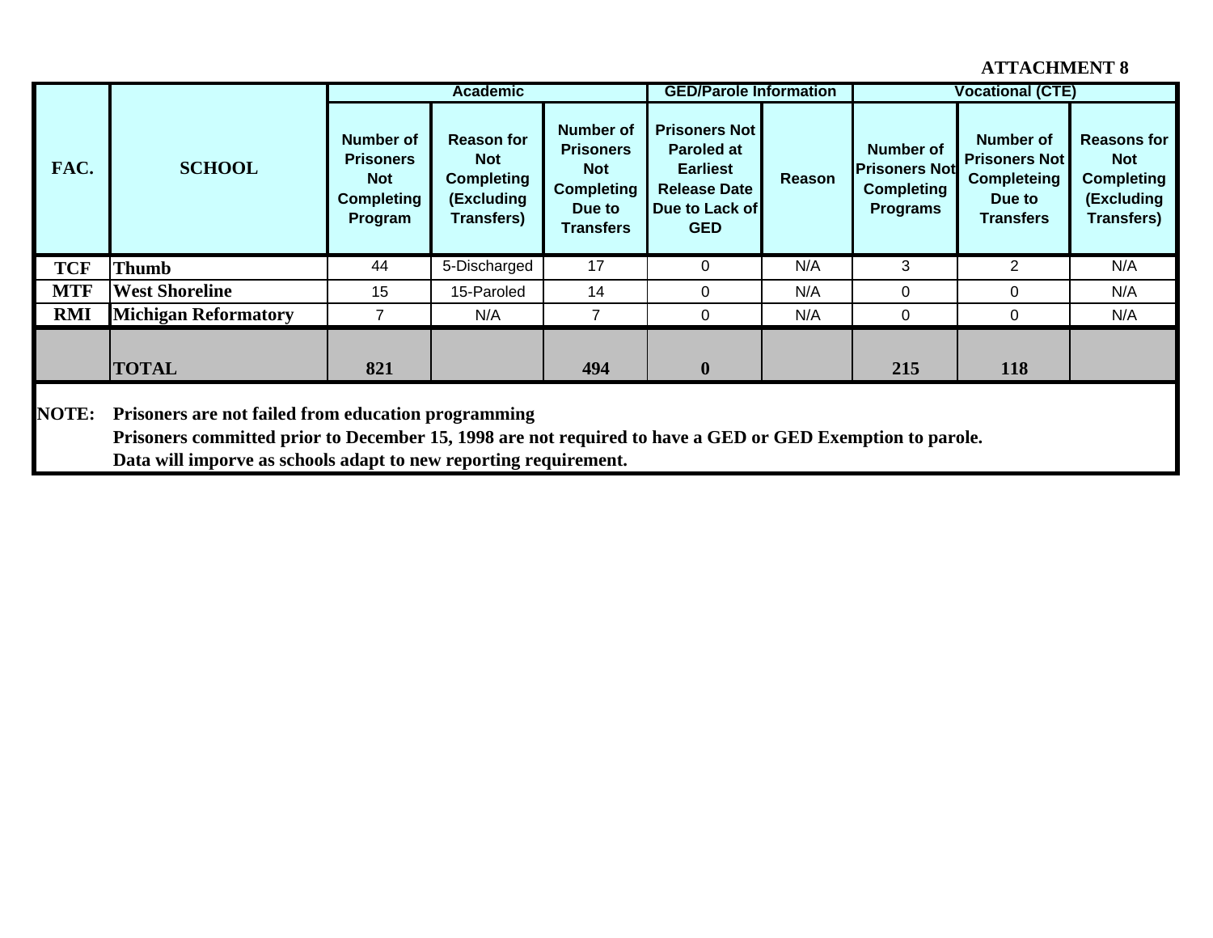**ATTACHMENT 8**

| FAC. | SCHOOL | Academic | | | GED/Parole Information | | Vocational (CTE) | | |
|---|---|---|---|---|---|---|---|---|---|
| | | Number of Prisoners Not Completing Program | Reason for Not Completing (Excluding Transfers) | Number of Prisoners Not Completing Due to Transfers | Prisoners Not Paroled at Earliest Release Date Due to Lack of GED | Reason | Number of Prisoners Not Completing Programs | Number of Prisoners Not Completeing Due to Transfers | Reasons for Not Completing (Excluding Transfers) |
| TCF | Thumb | 44 | 5-Discharged | 17 | 0 | N/A | 3 | 2 | N/A |
| MTF | West Shoreline | 15 | 15-Paroled | 14 | 0 | N/A | 0 | 0 | N/A |
| RMI | Michigan Reformatory | 7 | N/A | 7 | 0 | N/A | 0 | 0 | N/A |
| | **TOTAL** | **821** | | **494** | **0** | | **215** | **118** | |

**NOTE:** **Prisoners are not failed from education programming**
**Prisoners committed prior to December 15, 1998 are not required to have a GED or GED Exemption to parole.**
**Data will imporve as schools adapt to new reporting requirement.**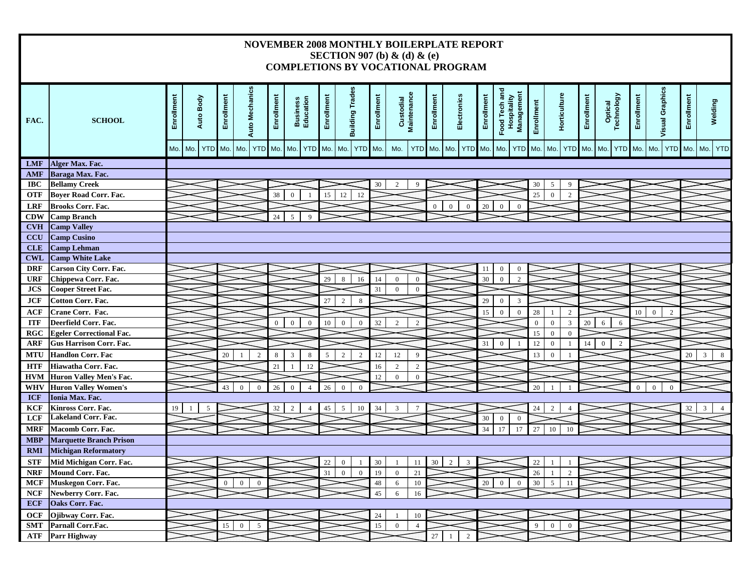# NOVEMBER 2008 MONTHLY BOILERPLATE REPORT
## SECTION 907 (b) & (d) & (e)
## COMPLETIONS BY VOCATIONAL PROGRAM

| FAC. | SCHOOL | Auto Body Enrollment | Auto Body | | Auto Mechanics Enrollment | Auto Mechanics | | Business Education Enrollment | Business Education | | Building Trades Enrollment | Building Trades | | Custodial Maintenance Enrollment | Custodial Maintenance | | Electronics Enrollment | Electronics | | Food Tech and Hospitality Management Enrollment | Food Tech and Hospitality Management | | Horticulture Enrollment | Horticulture | | Optical Technology Enrollment | Optical Technology | | Visual Graphics Enrollment | Visual Graphics | | Welding Enrollment | Welding | |
|---|---|---|---|---|---|---|---|---|---|---|---|---|---|---|---|---|---|---|---|---|---|---|---|---|---|---|---|---|---|---|---|---|---|---|
| | | Mo. | Mo. | YTD | Mo. | Mo. | YTD | Mo. | Mo. | YTD | Mo. | Mo. | YTD | Mo. | Mo. | YTD | Mo. | Mo. | YTD | Mo. | Mo. | YTD | Mo. | Mo. | YTD | Mo. | Mo. | YTD | Mo. | Mo. | YTD | Mo. | Mo. | YTD |
| LMF | Alger Max. Fac. | | | | | | | | | | | | | | | | | | | | | | | | | | | | | | | | | |
| AMF | Baraga Max. Fac. | | | | | | | | | | | | | | | | | | | | | | | | | | | | | | | | | |
| IBC | Bellamy Creek | | | | | | | | | | | | | 30 | 2 | 9 | | | | | | | 30 | 5 | 9 | | | | | | | | | |
| OTF | Boyer Road Corr. Fac. | | | | | | | 38 | 0 | 1 | 15 | 12 | 12 | | | | | | | | | | 25 | 0 | 2 | | | | | | | | | |
| LRF | Brooks Corr. Fac. | | | | | | | | | | | | | | | | 0 | 0 | 0 | 20 | 0 | 0 | | | | | | | | | | | | |
| CDW | Camp Branch | | | | | | | 24 | 5 | 9 | | | | | | | | | | | | | | | | | | | | | | | | |
| CVH | Camp Valley | | | | | | | | | | | | | | | | | | | | | | | | | | | | | | | | | |
| CCU | Camp Cusino | | | | | | | | | | | | | | | | | | | | | | | | | | | | | | | | | |
| CLE | Camp Lehman | | | | | | | | | | | | | | | | | | | | | | | | | | | | | | | | | |
| CWL | Camp White Lake | | | | | | | | | | | | | | | | | | | | | | | | | | | | | | | | | |
| DRF | Carson City Corr. Fac. | | | | | | | | | | | | | | | | | | | 11 | 0 | 0 | | | | | | | | | | | | |
| URF | Chippewa Corr. Fac. | | | | | | | | | | 29 | 8 | 16 | 14 | 0 | 0 | | | | 30 | 0 | 2 | | | | | | | | | | | | |
| JCS | Cooper Street Fac. | | | | | | | | | | | | | 31 | 0 | 0 | | | | | | | | | | | | | | | | | | |
| JCF | Cotton Corr. Fac. | | | | | | | | | | 27 | 2 | 8 | | | | | | | 29 | 0 | 3 | | | | | | | | | | | | |
| ACF | Crane Corr. Fac. | | | | | | | | | | | | | | | | | | | 15 | 0 | 0 | 28 | 1 | 2 | | | | 10 | 0 | 2 | | | |
| ITF | Deerfield Corr. Fac. | | | | | | | 0 | 0 | 0 | 10 | 0 | 0 | 32 | 2 | 2 | | | | | | | 0 | 0 | 3 | 20 | 6 | 6 | | | | | | |
| RGC | Egeler Correctional Fac. | | | | | | | | | | | | | | | | | | | | | | 15 | 0 | 0 | | | | | | | | | |
| ARF | Gus Harrison Corr. Fac. | | | | | | | | | | | | | | | | | | | 31 | 0 | 1 | 12 | 0 | 1 | 14 | 0 | 2 | | | | | | |
| MTU | Handlon Corr. Fac | | | | 20 | 1 | 2 | 8 | 3 | 8 | 5 | 2 | 2 | 12 | 12 | 9 | | | | | | | 13 | 0 | 1 | | | | | | | 20 | 3 | 8 |
| HTF | Hiawatha Corr. Fac. | | | | | | | 21 | 1 | 12 | | | | 16 | 2 | 2 | | | | | | | | | | | | | | | | | | |
| HVM | Huron Valley Men's Fac. | | | | | | | | | | | | | 12 | 0 | 0 | | | | | | | | | | | | | | | | | | |
| WHV | Huron Valley Women's | | | | 43 | 0 | 0 | 26 | 0 | 4 | 26 | 0 | 0 | | | | | | | | | | 20 | 1 | 1 | | | | 0 | 0 | 0 | | | |
| ICF | Ionia Max. Fac. | | | | | | | | | | | | | | | | | | | | | | | | | | | | | | | | | |
| KCF | Kinross Corr. Fac. | 19 | 1 | 5 | | | | 32 | 2 | 4 | 45 | 5 | 10 | 34 | 3 | 7 | | | | | | | 24 | 2 | 4 | | | | | | | 32 | 3 | 4 |
| LCF | Lakeland Corr. Fac. | | | | | | | | | | | | | | | | | | | 30 | 0 | 0 | | | | | | | | | | | | |
| MRF | Macomb Corr. Fac. | | | | | | | | | | | | | | | | | | | 34 | 17 | 17 | 27 | 10 | 10 | | | | | | | | | |
| MBP | Marquette Branch Prison | | | | | | | | | | | | | | | | | | | | | | | | | | | | | | | | | |
| RMI | Michigan Reformatory | | | | | | | | | | | | | | | | | | | | | | | | | | | | | | | | | |
| STF | Mid Michigan Corr. Fac. | | | | | | | | | | 22 | 0 | 1 | 30 | 1 | 11 | 30 | 2 | 3 | | | | 22 | 1 | 1 | | | | | | | | | |
| NRF | Mound Corr. Fac. | | | | | | | | | | 31 | 0 | 0 | 19 | 0 | 21 | | | | | | | 26 | 1 | 2 | | | | | | | | | |
| MCF | Muskegon Corr. Fac. | | | | 0 | 0 | 0 | | | | | | | 48 | 6 | 10 | | | | 20 | 0 | 0 | 30 | 5 | 11 | | | | | | | | | |
| NCF | Newberry Corr. Fac. | | | | | | | | | | | | | 45 | 6 | 16 | | | | | | | | | | | | | | | | | | |
| ECF | Oaks Corr. Fac. | | | | | | | | | | | | | | | | | | | | | | | | | | | | | | | | | |
| OCF | Ojibway Corr. Fac. | | | | | | | | | | | | | 24 | 1 | 10 | | | | | | | | | | | | | | | | | | |
| SMT | Parnall Corr.Fac. | | | | 15 | 0 | 5 | | | | | | | 15 | 0 | 4 | | | | | | | 9 | 0 | 0 | | | | | | | | | |
| ATF | Parr Highway | | | | | | | | | | | | | | | | 27 | 1 | 2 | | | | | | | | | | | | | | | |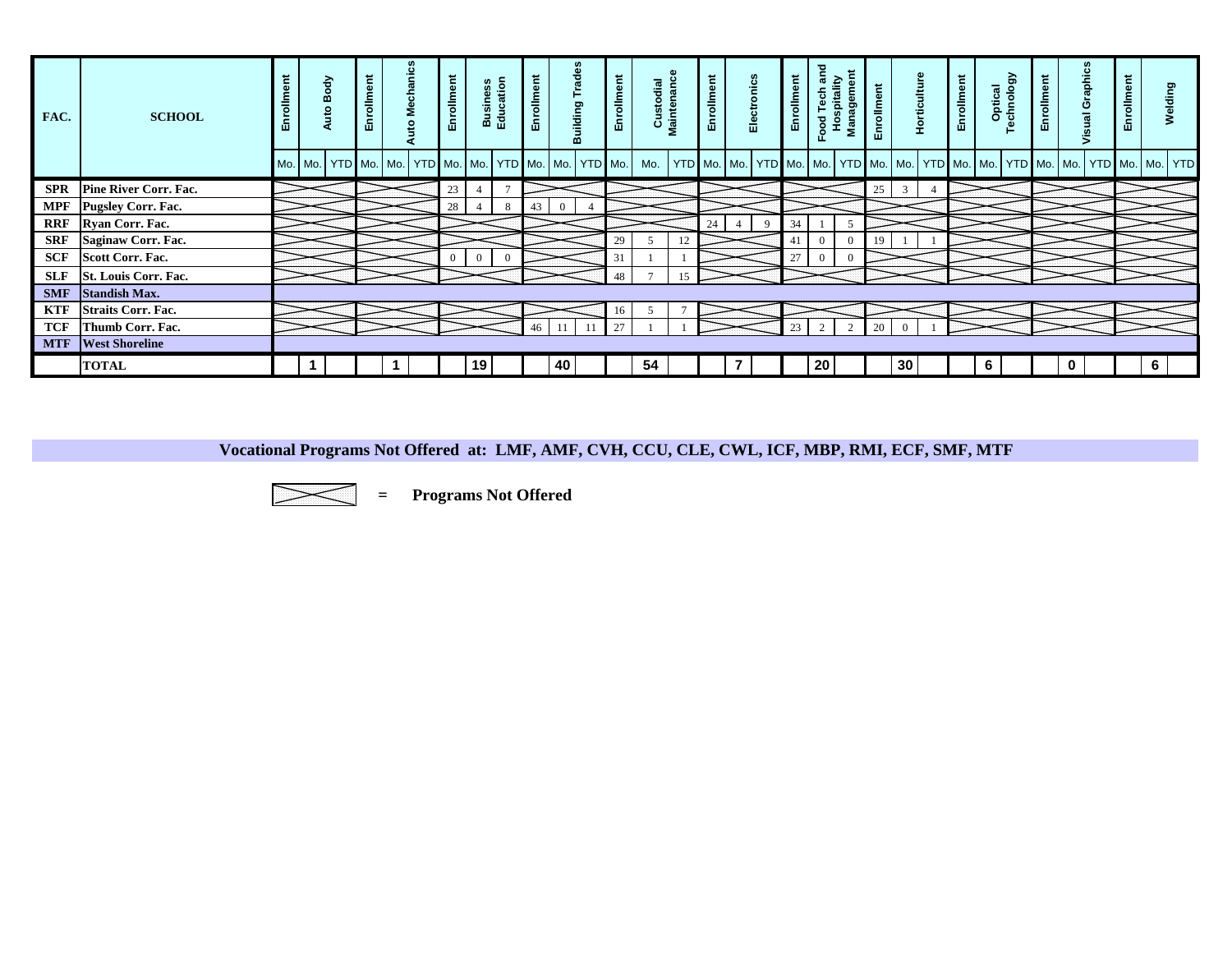| FAC. | SCHOOL | Enrollment | Auto Body | | Enrollment | Auto Mechanics | | Enrollment | Business Education | | Enrollment | Building Trades | | Enrollment | Custodial Maintenance | | Enrollment | Electronics | | Enrollment | Food Tech and Hospitality Management | | Enrollment | Horticulture | | Enrollment | Optical Technology | | Enrollment | Visual Graphics | | Enrollment | Welding | |
|---|---|---|---|---|---|---|---|---|---|---|---|---|---|---|---|---|---|---|---|---|---|---|---|---|---|---|---|---|---|---|---|---|---|---|
| | | Mo. | Mo. | YTD | Mo. | Mo. | YTD | Mo. | Mo. | YTD | Mo. | Mo. | YTD | Mo. | Mo. | YTD | Mo. | Mo. | YTD | Mo. | Mo. | YTD | Mo. | Mo. | YTD | Mo. | Mo. | YTD | Mo. | Mo. | YTD | Mo. | Mo. | YTD |
| **SPR** | **Pine River Corr. Fac.** | | | | | | | 23 | 4 | 7 | | | | | | | | | | | | | 25 | 3 | 4 | | | | | | | | | |
| **MPF** | **Pugsley Corr. Fac.** | | | | | | | 28 | 4 | 8 | 43 | 0 | 4 | | | | | | | | | | | | | | | | | | | | | |
| **RRF** | **Ryan Corr. Fac.** | | | | | | | | | | | | | | | | 24 | 4 | 9 | 34 | 1 | 5 | | | | | | | | | | | | |
| **SRF** | **Saginaw Corr. Fac.** | | | | | | | | | | | | | 29 | 5 | 12 | | | | 41 | 0 | 0 | 19 | 1 | 1 | | | | | | | | | |
| **SCF** | **Scott Corr. Fac.** | | | | | | | 0 | 0 | 0 | | | | 31 | 1 | 1 | | | | 27 | 0 | 0 | | | | | | | | | | | | |
| **SLF** | **St. Louis Corr. Fac.** | | | | | | | | | | | | | 48 | 7 | 15 | | | | | | | | | | | | | | | | | | |
| **SMF** | **Standish Max.** | | | | | | | | | | | | | | | | | | | | | | | | | | | | | | | | | |
| **KTF** | **Straits Corr. Fac.** | | | | | | | | | | | | | 16 | 5 | 7 | | | | | | | | | | | | | | | | | | |
| **TCF** | **Thumb Corr. Fac.** | | | | | | | | | | 46 | 11 | 11 | 27 | 1 | 1 | | | | 23 | 2 | 2 | 20 | 0 | 1 | | | | | | | | | |
| **MTF** | **West Shoreline** | | | | | | | | | | | | | | | | | | | | | | | | | | | | | | | | | |
| | **TOTAL** | | 1 | | | 1 | | | 19 | | | 40 | | | 54 | | | 7 | | | 20 | | | 30 | | | 6 | | | 0 | | | 6 | |

**Vocational Programs Not Offered at: LMF, AMF, CVH, CCU, CLE, CWL, ICF, MBP, RMI, ECF, SMF, MTF**

[crossed box] = **Programs Not Offered**